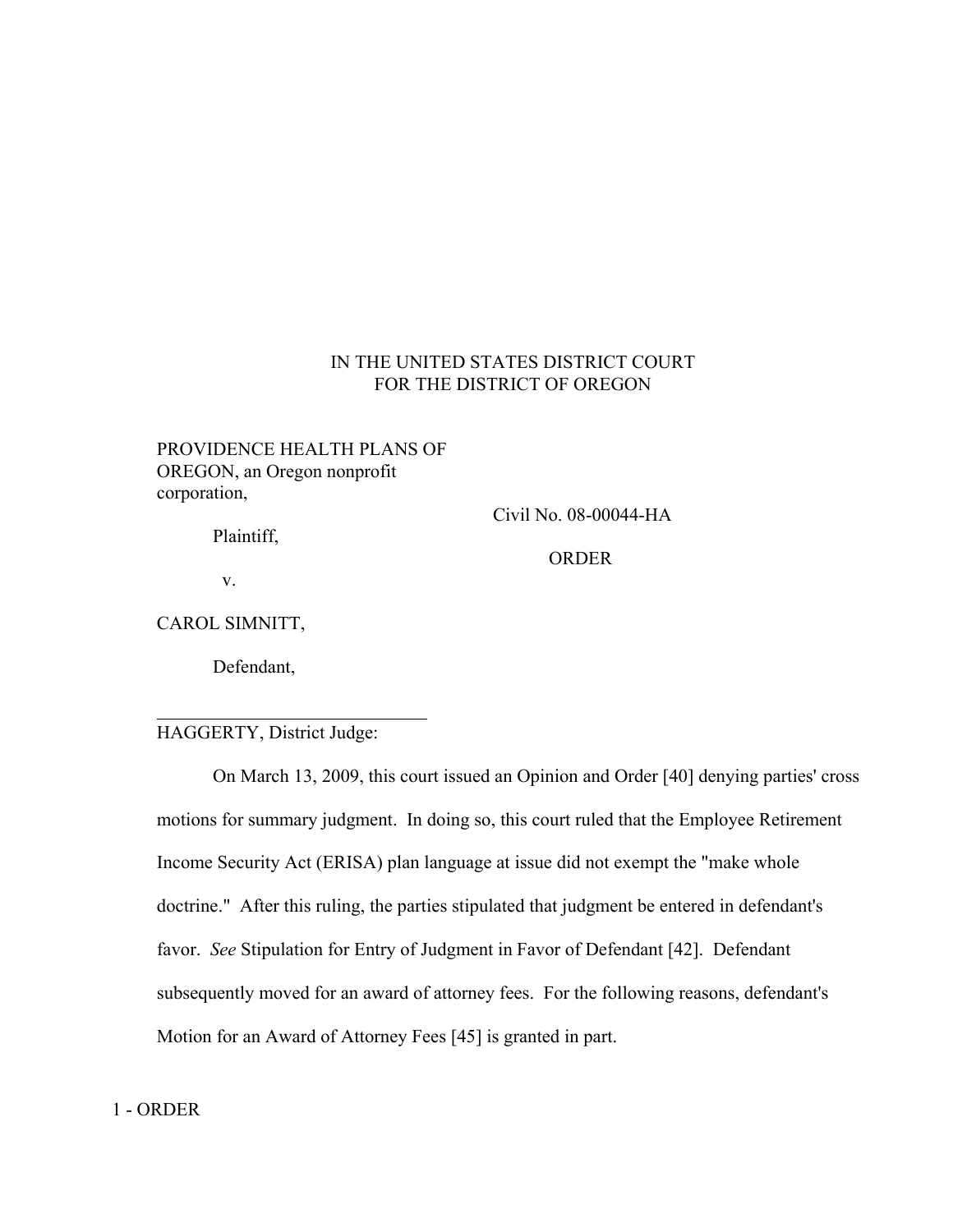IN THE UNITED STATES DISTRICT COURT
FOR THE DISTRICT OF OREGON

PROVIDENCE HEALTH PLANS OF OREGON, an Oregon nonprofit corporation,

Plaintiff,

v.

CAROL SIMNITT,

Defendant,

Civil No. 08-00044-HA

ORDER

HAGGERTY, District Judge:

On March 13, 2009, this court issued an Opinion and Order [40] denying parties' cross motions for summary judgment. In doing so, this court ruled that the Employee Retirement Income Security Act (ERISA) plan language at issue did not exempt the "make whole doctrine." After this ruling, the parties stipulated that judgment be entered in defendant's favor. *See* Stipulation for Entry of Judgment in Favor of Defendant [42]. Defendant subsequently moved for an award of attorney fees. For the following reasons, defendant's Motion for an Award of Attorney Fees [45] is granted in part.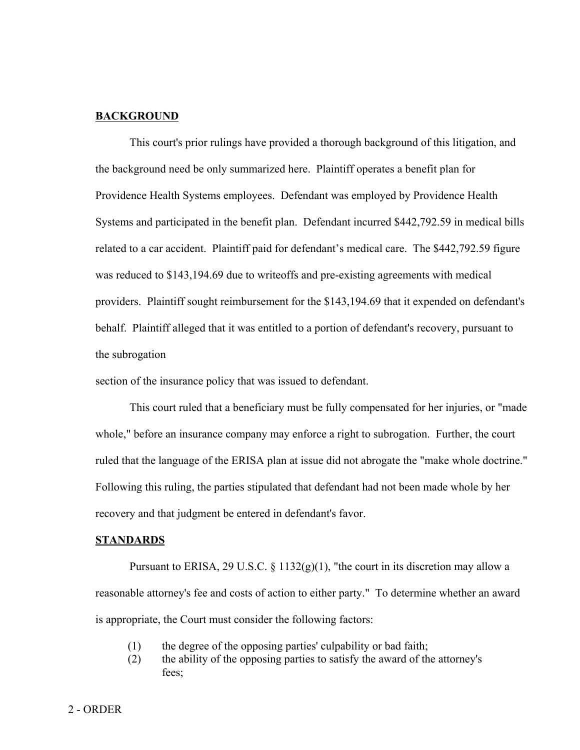**BACKGROUND**

This court's prior rulings have provided a thorough background of this litigation, and the background need be only summarized here. Plaintiff operates a benefit plan for Providence Health Systems employees. Defendant was employed by Providence Health Systems and participated in the benefit plan. Defendant incurred $442,792.59 in medical bills related to a car accident. Plaintiff paid for defendant's medical care. The $442,792.59 figure was reduced to $143,194.69 due to writeoffs and pre-existing agreements with medical providers. Plaintiff sought reimbursement for the $143,194.69 that it expended on defendant's behalf. Plaintiff alleged that it was entitled to a portion of defendant's recovery, pursuant to the subrogation section of the insurance policy that was issued to defendant.

This court ruled that a beneficiary must be fully compensated for her injuries, or "made whole," before an insurance company may enforce a right to subrogation. Further, the court ruled that the language of the ERISA plan at issue did not abrogate the "make whole doctrine." Following this ruling, the parties stipulated that defendant had not been made whole by her recovery and that judgment be entered in defendant's favor.

**STANDARDS**

Pursuant to ERISA, 29 U.S.C. § 1132(g)(1), "the court in its discretion may allow a reasonable attorney's fee and costs of action to either party." To determine whether an award is appropriate, the Court must consider the following factors:

(1) the degree of the opposing parties' culpability or bad faith;
(2) the ability of the opposing parties to satisfy the award of the attorney's fees;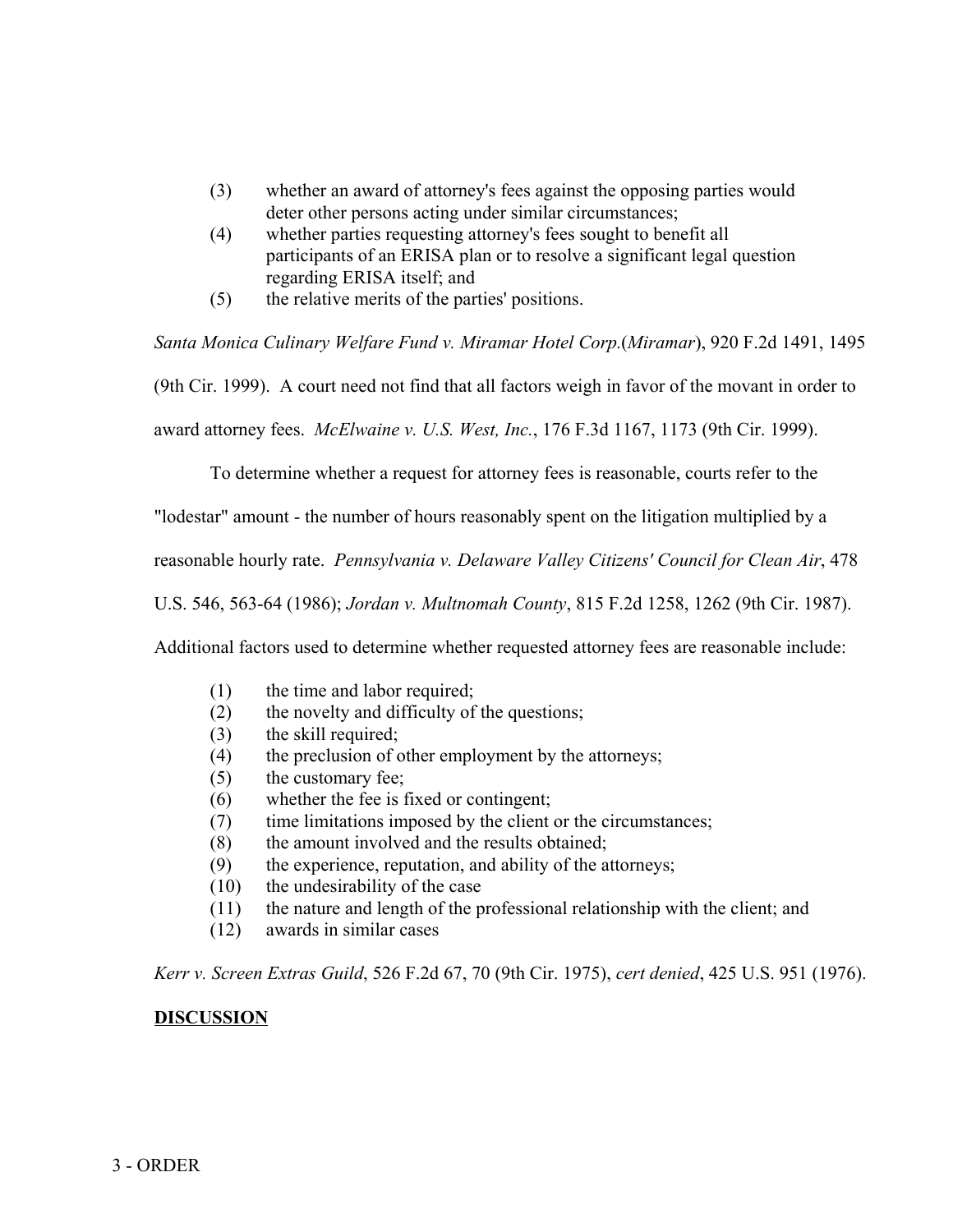(3) whether an award of attorney's fees against the opposing parties would deter other persons acting under similar circumstances;
(4) whether parties requesting attorney's fees sought to benefit all participants of an ERISA plan or to resolve a significant legal question regarding ERISA itself; and
(5) the relative merits of the parties' positions.

*Santa Monica Culinary Welfare Fund v. Miramar Hotel Corp.*(*Miramar*), 920 F.2d 1491, 1495 (9th Cir. 1999). A court need not find that all factors weigh in favor of the movant in order to award attorney fees. *McElwaine v. U.S. West, Inc.*, 176 F.3d 1167, 1173 (9th Cir. 1999).

To determine whether a request for attorney fees is reasonable, courts refer to the "lodestar" amount - the number of hours reasonably spent on the litigation multiplied by a reasonable hourly rate. *Pennsylvania v. Delaware Valley Citizens' Council for Clean Air*, 478 U.S. 546, 563-64 (1986); *Jordan v. Multnomah County*, 815 F.2d 1258, 1262 (9th Cir. 1987). Additional factors used to determine whether requested attorney fees are reasonable include:

(1) the time and labor required;
(2) the novelty and difficulty of the questions;
(3) the skill required;
(4) the preclusion of other employment by the attorneys;
(5) the customary fee;
(6) whether the fee is fixed or contingent;
(7) time limitations imposed by the client or the circumstances;
(8) the amount involved and the results obtained;
(9) the experience, reputation, and ability of the attorneys;
(10) the undesirability of the case
(11) the nature and length of the professional relationship with the client; and
(12) awards in similar cases

*Kerr v. Screen Extras Guild*, 526 F.2d 67, 70 (9th Cir. 1975), *cert denied*, 425 U.S. 951 (1976).

**DISCUSSION**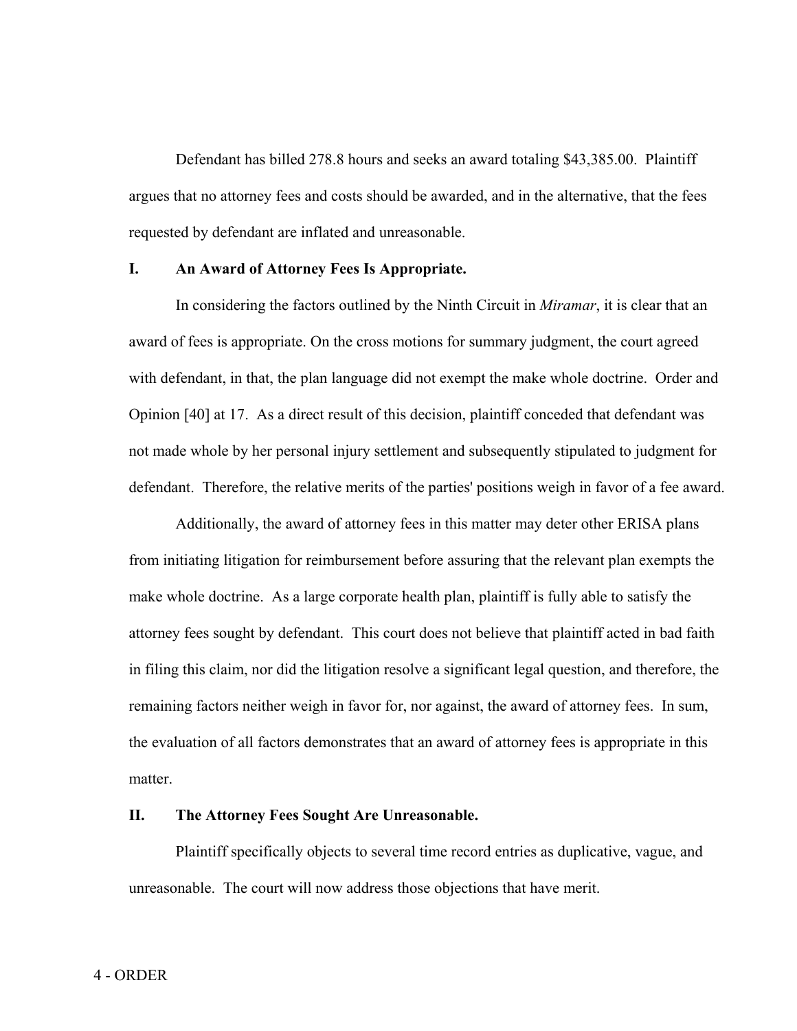Defendant has billed 278.8 hours and seeks an award totaling $43,385.00. Plaintiff argues that no attorney fees and costs should be awarded, and in the alternative, that the fees requested by defendant are inflated and unreasonable.

## I. An Award of Attorney Fees Is Appropriate.

In considering the factors outlined by the Ninth Circuit in *Miramar*, it is clear that an award of fees is appropriate. On the cross motions for summary judgment, the court agreed with defendant, in that, the plan language did not exempt the make whole doctrine. Order and Opinion [40] at 17. As a direct result of this decision, plaintiff conceded that defendant was not made whole by her personal injury settlement and subsequently stipulated to judgment for defendant. Therefore, the relative merits of the parties' positions weigh in favor of a fee award.

Additionally, the award of attorney fees in this matter may deter other ERISA plans from initiating litigation for reimbursement before assuring that the relevant plan exempts the make whole doctrine. As a large corporate health plan, plaintiff is fully able to satisfy the attorney fees sought by defendant. This court does not believe that plaintiff acted in bad faith in filing this claim, nor did the litigation resolve a significant legal question, and therefore, the remaining factors neither weigh in favor for, nor against, the award of attorney fees. In sum, the evaluation of all factors demonstrates that an award of attorney fees is appropriate in this matter.

## II. The Attorney Fees Sought Are Unreasonable.

Plaintiff specifically objects to several time record entries as duplicative, vague, and unreasonable. The court will now address those objections that have merit.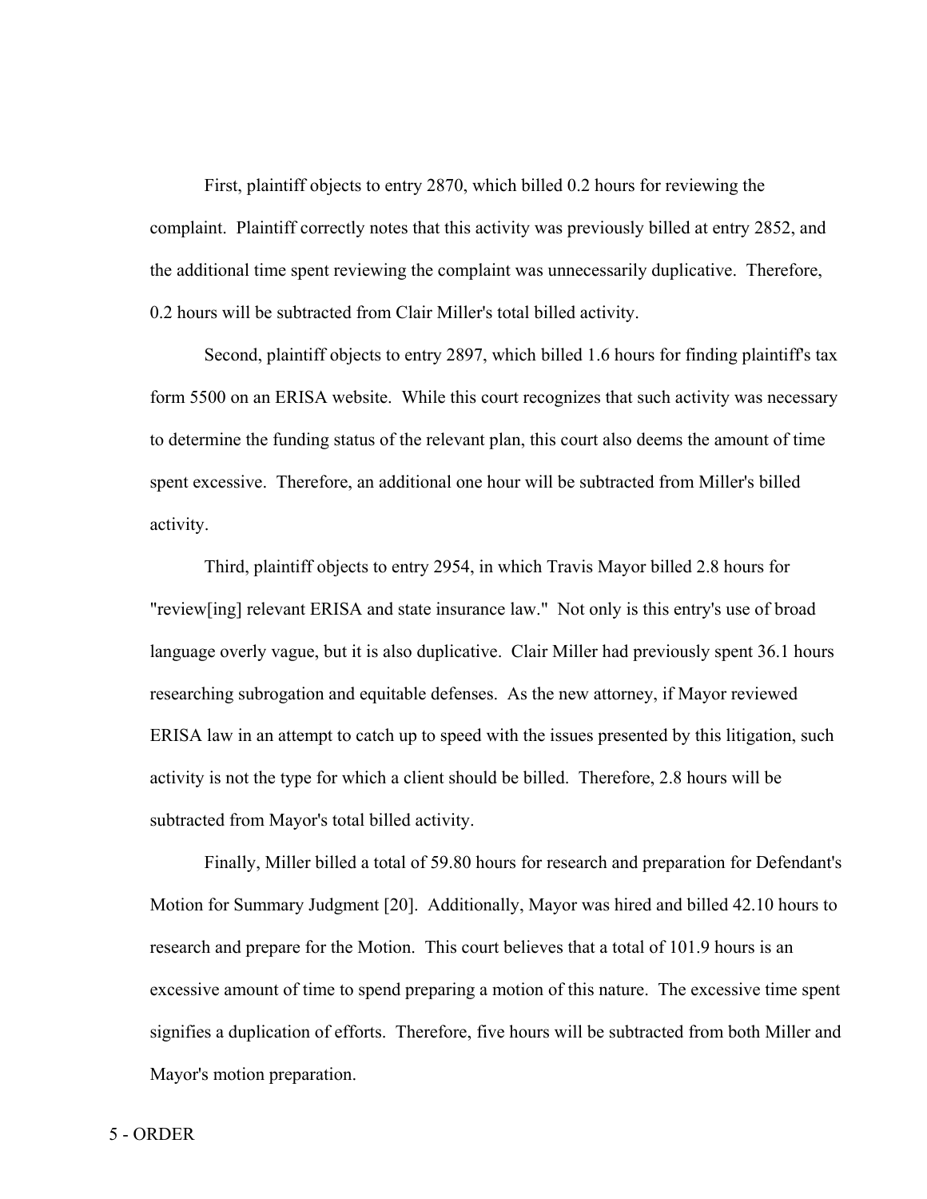First, plaintiff objects to entry 2870, which billed 0.2 hours for reviewing the complaint. Plaintiff correctly notes that this activity was previously billed at entry 2852, and the additional time spent reviewing the complaint was unnecessarily duplicative. Therefore, 0.2 hours will be subtracted from Clair Miller's total billed activity.

Second, plaintiff objects to entry 2897, which billed 1.6 hours for finding plaintiff's tax form 5500 on an ERISA website. While this court recognizes that such activity was necessary to determine the funding status of the relevant plan, this court also deems the amount of time spent excessive. Therefore, an additional one hour will be subtracted from Miller's billed activity.

Third, plaintiff objects to entry 2954, in which Travis Mayor billed 2.8 hours for "review[ing] relevant ERISA and state insurance law." Not only is this entry's use of broad language overly vague, but it is also duplicative. Clair Miller had previously spent 36.1 hours researching subrogation and equitable defenses. As the new attorney, if Mayor reviewed ERISA law in an attempt to catch up to speed with the issues presented by this litigation, such activity is not the type for which a client should be billed. Therefore, 2.8 hours will be subtracted from Mayor's total billed activity.

Finally, Miller billed a total of 59.80 hours for research and preparation for Defendant's Motion for Summary Judgment [20]. Additionally, Mayor was hired and billed 42.10 hours to research and prepare for the Motion. This court believes that a total of 101.9 hours is an excessive amount of time to spend preparing a motion of this nature. The excessive time spent signifies a duplication of efforts. Therefore, five hours will be subtracted from both Miller and Mayor's motion preparation.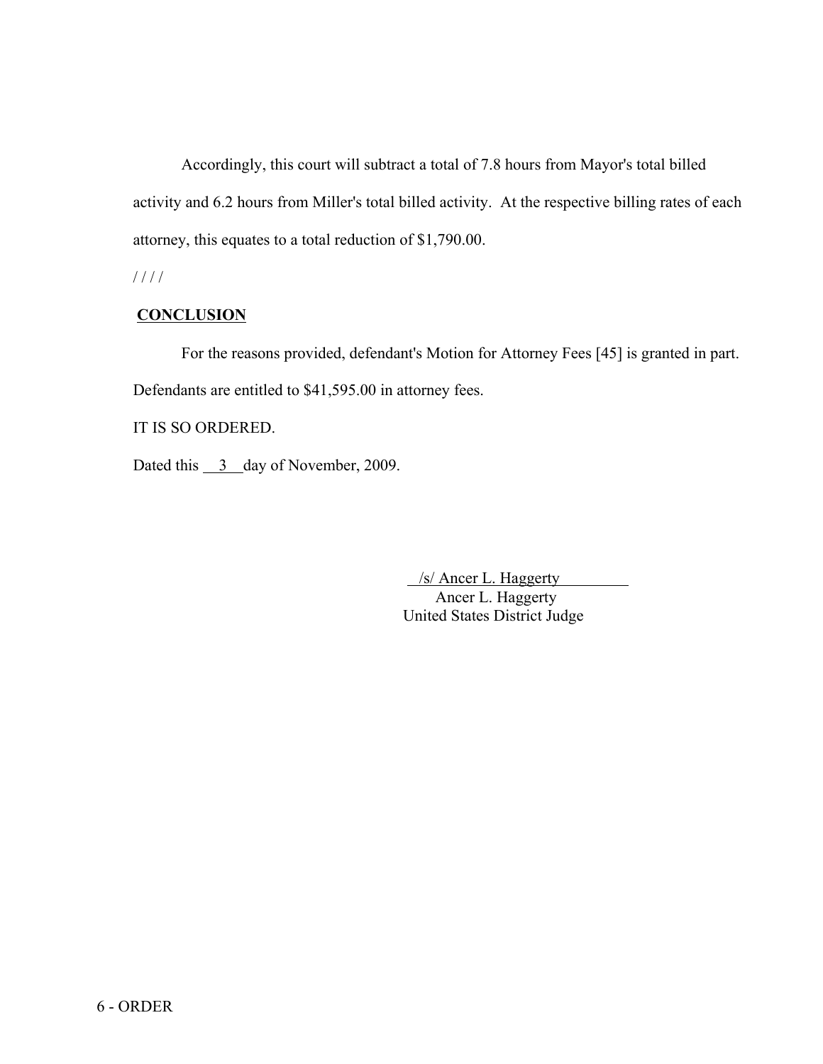Accordingly, this court will subtract a total of 7.8 hours from Mayor's total billed activity and 6.2 hours from Miller's total billed activity. At the respective billing rates of each attorney, this equates to a total reduction of $1,790.00.

/ / / /

**CONCLUSION**

For the reasons provided, defendant's Motion for Attorney Fees [45] is granted in part. Defendants are entitled to $41,595.00 in attorney fees.

IT IS SO ORDERED.

Dated this 3 day of November, 2009.

/s/ Ancer L. Haggerty
Ancer L. Haggerty
United States District Judge